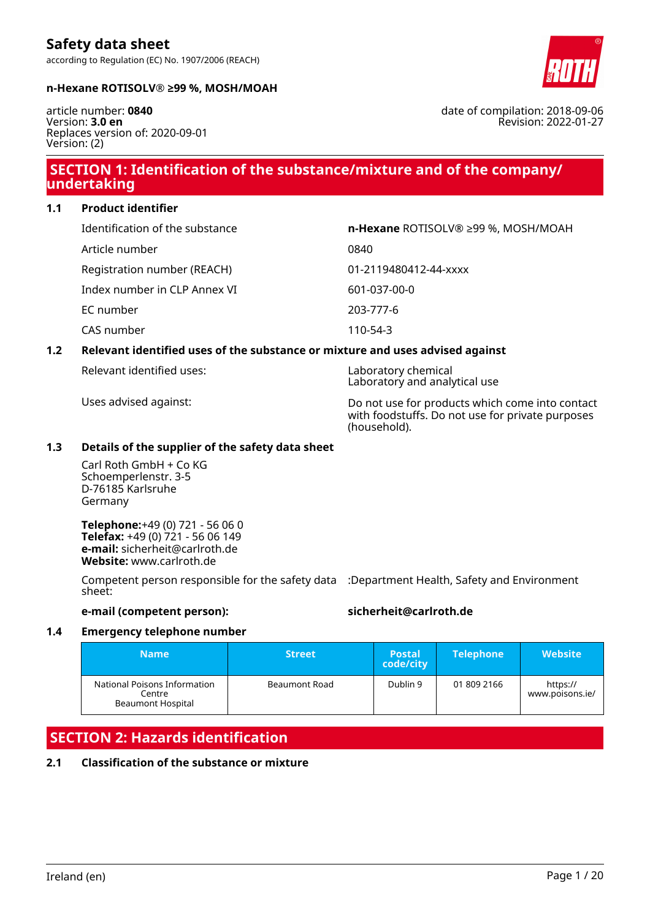# Safety data sheet

according to Regulation (EC) No. 1907/2006 (REACH)

**n-Hexane ROTISOLV® ≥99 %, MOSH/MOAH**

article number: **0840**
Version: **3.0 en**
Replaces version of: 2020-09-01
Version: (2)

date of compilation: 2018-09-06
Revision: 2022-01-27

## SECTION 1: Identification of the substance/mixture and of the company/undertaking

### 1.1 Product identifier

| | |
|---|---|
| Identification of the substance | **n-Hexane** ROTISOLV® ≥99 %, MOSH/MOAH |
| Article number | 0840 |
| Registration number (REACH) | 01-2119480412-44-xxxx |
| Index number in CLP Annex VI | 601-037-00-0 |
| EC number | 203-777-6 |
| CAS number | 110-54-3 |

### 1.2 Relevant identified uses of the substance or mixture and uses advised against

| | |
|---|---|
| Relevant identified uses: | Laboratory chemical<br>Laboratory and analytical use |
| Uses advised against: | Do not use for products which come into contact with foodstuffs. Do not use for private purposes (household). |

### 1.3 Details of the supplier of the safety data sheet

Carl Roth GmbH + Co KG
Schoemperlenstr. 3-5
D-76185 Karlsruhe
Germany

**Telephone:**+49 (0) 721 - 56 06 0
**Telefax:** +49 (0) 721 - 56 06 149
**e-mail:** sicherheit@carlroth.de
**Website:** www.carlroth.de

Competent person responsible for the safety data sheet: :Department Health, Safety and Environment

**e-mail (competent person):** **sicherheit@carlroth.de**

### 1.4 Emergency telephone number

| Name | Street | Postal code/city | Telephone | Website |
|---|---|---|---|---|
| National Poisons Information Centre<br>Beaumont Hospital | Beaumont Road | Dublin 9 | 01 809 2166 | https://www.poisons.ie/ |

## SECTION 2: Hazards identification

### 2.1 Classification of the substance or mixture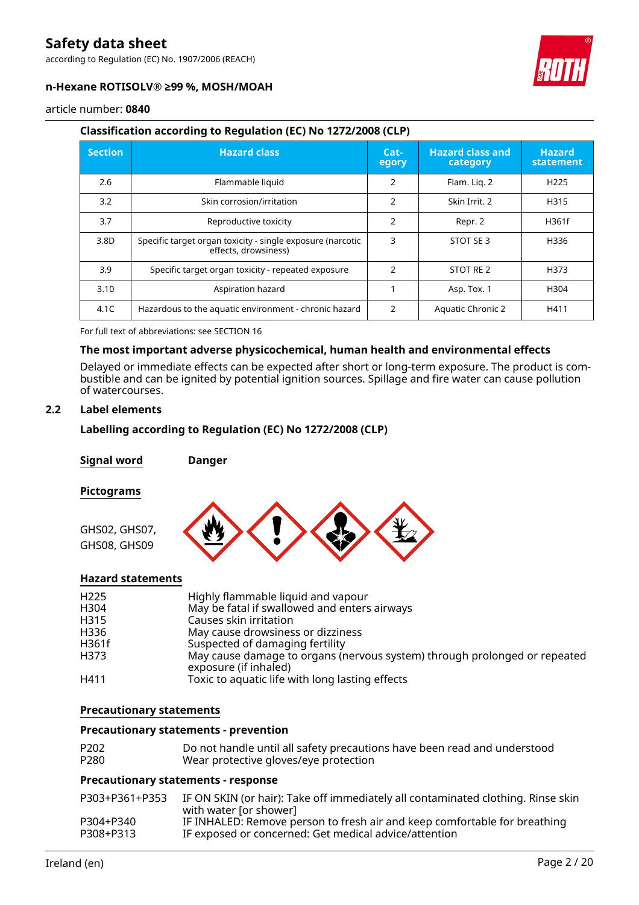### Classification according to Regulation (EC) No 1272/2008 (CLP)

| Section | Hazard class | Category | Hazard class and category | Hazard statement |
|---|---|---|---|---|
| 2.6 | Flammable liquid | 2 | Flam. Liq. 2 | H225 |
| 3.2 | Skin corrosion/irritation | 2 | Skin Irrit. 2 | H315 |
| 3.7 | Reproductive toxicity | 2 | Repr. 2 | H361f |
| 3.8D | Specific target organ toxicity - single exposure (narcotic effects, drowsiness) | 3 | STOT SE 3 | H336 |
| 3.9 | Specific target organ toxicity - repeated exposure | 2 | STOT RE 2 | H373 |
| 3.10 | Aspiration hazard | 1 | Asp. Tox. 1 | H304 |
| 4.1C | Hazardous to the aquatic environment - chronic hazard | 2 | Aquatic Chronic 2 | H411 |

For full text of abbreviations: see SECTION 16

### The most important adverse physicochemical, human health and environmental effects

Delayed or immediate effects can be expected after short or long-term exposure. The product is combustible and can be ignited by potential ignition sources. Spillage and fire water can cause pollution of watercourses.

## 2.2 Label elements

### Labelling according to Regulation (EC) No 1272/2008 (CLP)

**Signal word** **Danger**

**Pictograms**

GHS02, GHS07, GHS08, GHS09

**Hazard statements**

| | |
|---|---|
| H225 | Highly flammable liquid and vapour |
| H304 | May be fatal if swallowed and enters airways |
| H315 | Causes skin irritation |
| H336 | May cause drowsiness or dizziness |
| H361f | Suspected of damaging fertility |
| H373 | May cause damage to organs (nervous system) through prolonged or repeated exposure (if inhaled) |
| H411 | Toxic to aquatic life with long lasting effects |

**Precautionary statements**

**Precautionary statements - prevention**

| | |
|---|---|
| P202 | Do not handle until all safety precautions have been read and understood |
| P280 | Wear protective gloves/eye protection |

**Precautionary statements - response**

| | |
|---|---|
| P303+P361+P353 | IF ON SKIN (or hair): Take off immediately all contaminated clothing. Rinse skin with water [or shower] |
| P304+P340 | IF INHALED: Remove person to fresh air and keep comfortable for breathing |
| P308+P313 | IF exposed or concerned: Get medical advice/attention |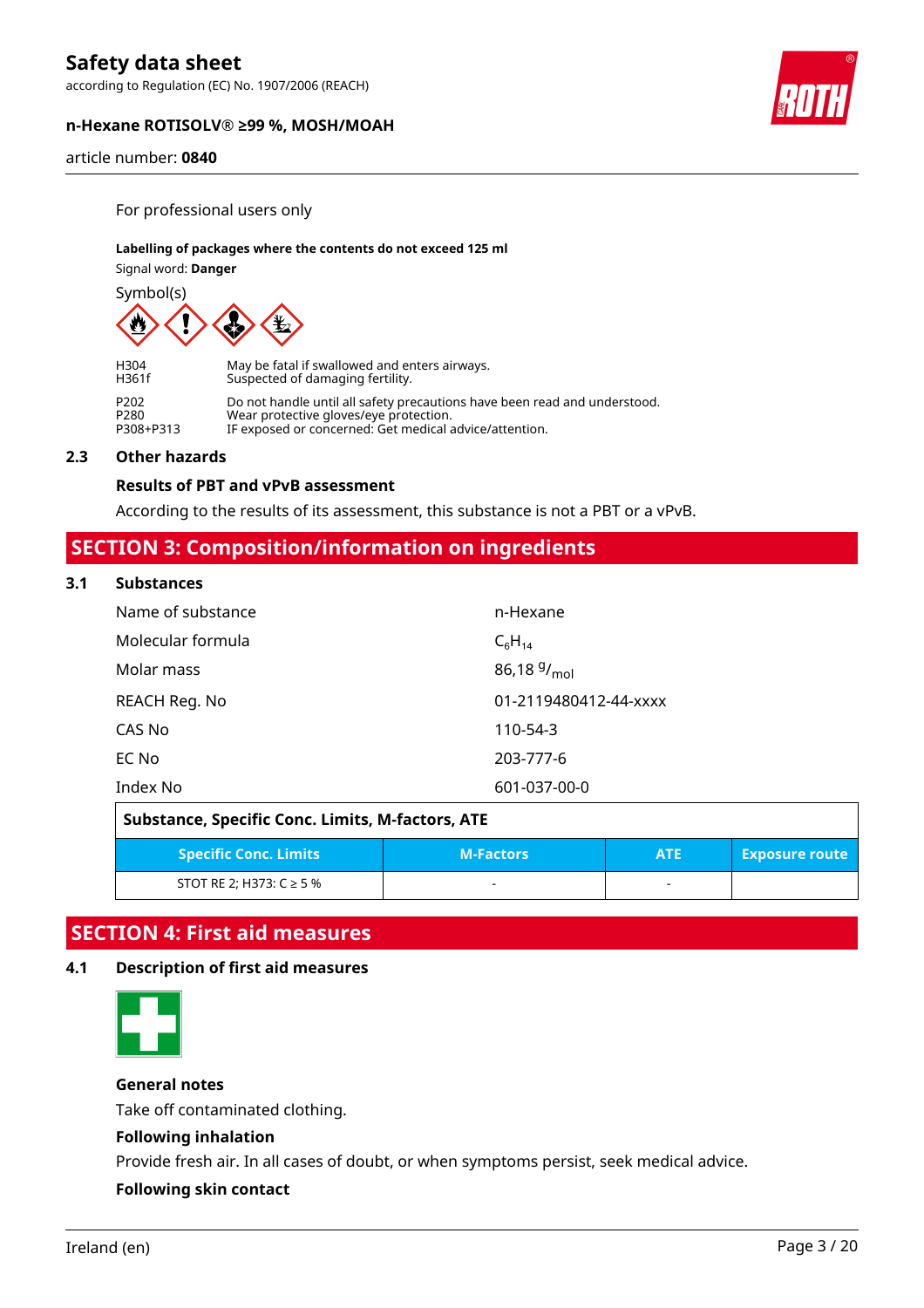For professional users only

**Labelling of packages where the contents do not exceed 125 ml**

Signal word: **Danger**

Symbol(s)

| | |
|---|---|
| H304 | May be fatal if swallowed and enters airways. |
| H361f | Suspected of damaging fertility. |

| | |
|---|---|
| P202 | Do not handle until all safety precautions have been read and understood. |
| P280 | Wear protective gloves/eye protection. |
| P308+P313 | IF exposed or concerned: Get medical advice/attention. |

### 2.3 Other hazards

**Results of PBT and vPvB assessment**

According to the results of its assessment, this substance is not a PBT or a vPvB.

## SECTION 3: Composition/information on ingredients

### 3.1 Substances

| | |
|---|---|
| Name of substance | n-Hexane |
| Molecular formula | $C_6H_{14}$ |
| Molar mass | 86,18 $^g/_{mol}$ |
| REACH Reg. No | 01-2119480412-44-xxxx |
| CAS No | 110-54-3 |
| EC No | 203-777-6 |
| Index No | 601-037-00-0 |

**Substance, Specific Conc. Limits, M-factors, ATE**

| Specific Conc. Limits | M-Factors | ATE | Exposure route |
|---|---|---|---|
| STOT RE 2; H373: C ≥ 5 % | - | - | |

## SECTION 4: First aid measures

### 4.1 Description of first aid measures

**General notes**

Take off contaminated clothing.

**Following inhalation**

Provide fresh air. In all cases of doubt, or when symptoms persist, seek medical advice.

**Following skin contact**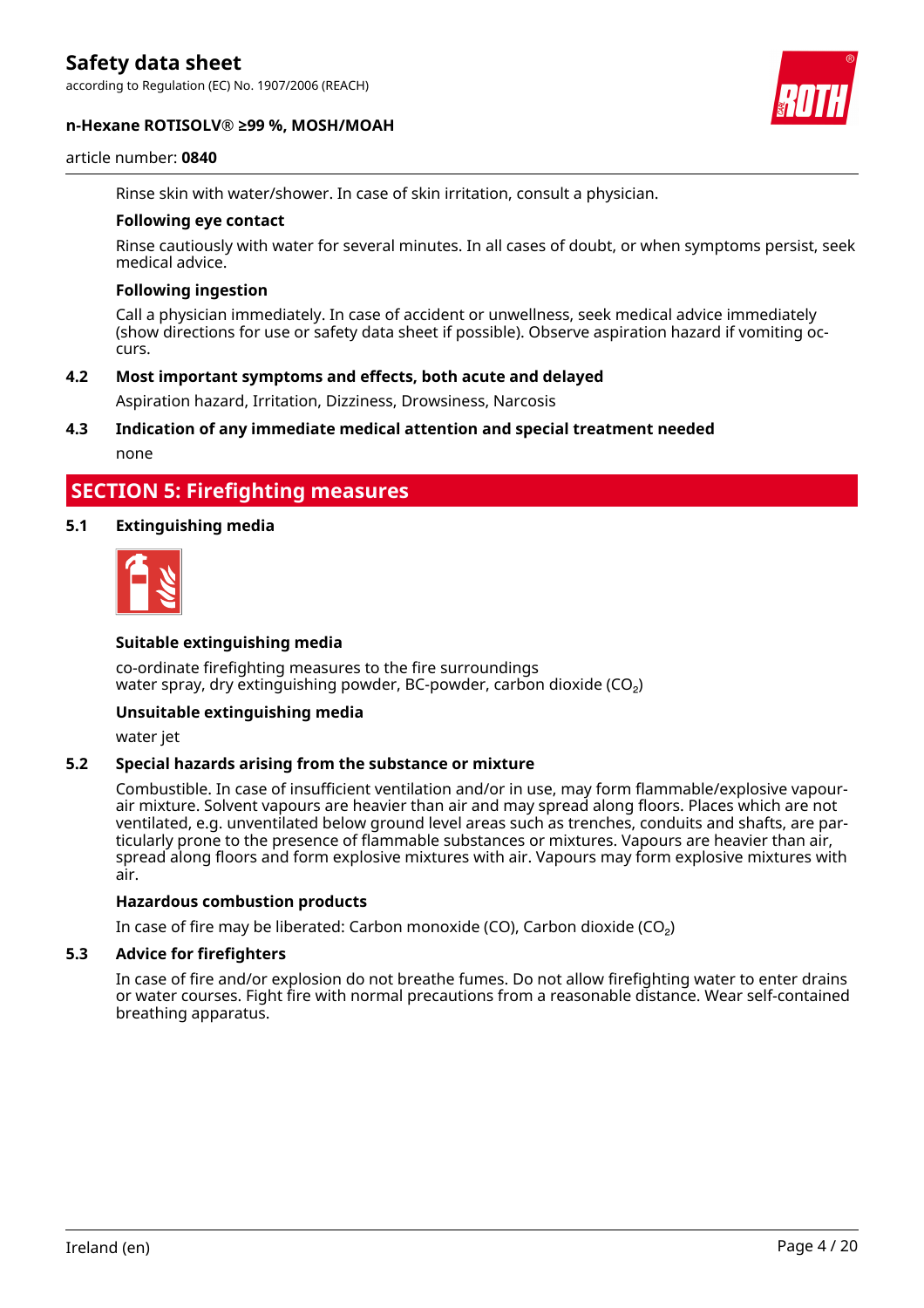Rinse skin with water/shower. In case of skin irritation, consult a physician.

**Following eye contact**

Rinse cautiously with water for several minutes. In all cases of doubt, or when symptoms persist, seek medical advice.

**Following ingestion**

Call a physician immediately. In case of accident or unwellness, seek medical advice immediately (show directions for use or safety data sheet if possible). Observe aspiration hazard if vomiting occurs.

### 4.2 Most important symptoms and effects, both acute and delayed

Aspiration hazard, Irritation, Dizziness, Drowsiness, Narcosis

### 4.3 Indication of any immediate medical attention and special treatment needed

none

## SECTION 5: Firefighting measures

### 5.1 Extinguishing media

**Suitable extinguishing media**

co-ordinate firefighting measures to the fire surroundings
water spray, dry extinguishing powder, BC-powder, carbon dioxide ($CO_2$)

**Unsuitable extinguishing media**

water jet

### 5.2 Special hazards arising from the substance or mixture

Combustible. In case of insufficient ventilation and/or in use, may form flammable/explosive vapour-air mixture. Solvent vapours are heavier than air and may spread along floors. Places which are not ventilated, e.g. unventilated below ground level areas such as trenches, conduits and shafts, are particularly prone to the presence of flammable substances or mixtures. Vapours are heavier than air, spread along floors and form explosive mixtures with air. Vapours may form explosive mixtures with air.

**Hazardous combustion products**

In case of fire may be liberated: Carbon monoxide (CO), Carbon dioxide ($CO_2$)

### 5.3 Advice for firefighters

In case of fire and/or explosion do not breathe fumes. Do not allow firefighting water to enter drains or water courses. Fight fire with normal precautions from a reasonable distance. Wear self-contained breathing apparatus.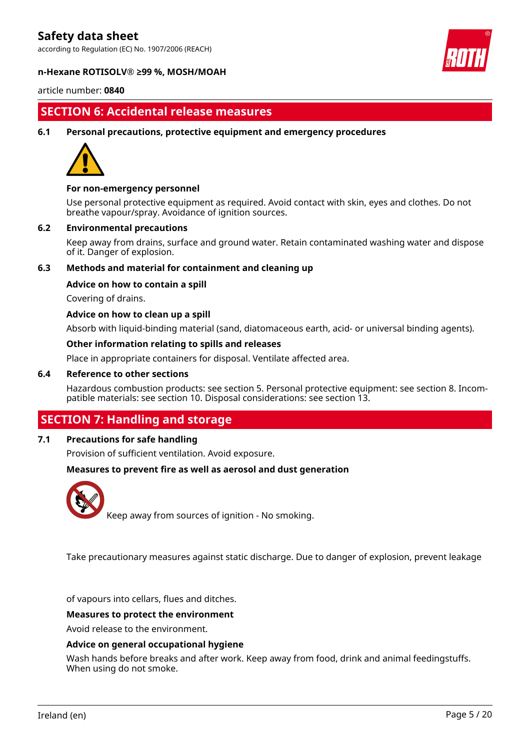## SECTION 6: Accidental release measures

### 6.1 Personal precautions, protective equipment and emergency procedures

**For non-emergency personnel**

Use personal protective equipment as required. Avoid contact with skin, eyes and clothes. Do not breathe vapour/spray. Avoidance of ignition sources.

### 6.2 Environmental precautions

Keep away from drains, surface and ground water. Retain contaminated washing water and dispose of it. Danger of explosion.

### 6.3 Methods and material for containment and cleaning up

**Advice on how to contain a spill**

Covering of drains.

**Advice on how to clean up a spill**

Absorb with liquid-binding material (sand, diatomaceous earth, acid- or universal binding agents).

**Other information relating to spills and releases**

Place in appropriate containers for disposal. Ventilate affected area.

### 6.4 Reference to other sections

Hazardous combustion products: see section 5. Personal protective equipment: see section 8. Incompatible materials: see section 10. Disposal considerations: see section 13.

## SECTION 7: Handling and storage

### 7.1 Precautions for safe handling

Provision of sufficient ventilation. Avoid exposure.

**Measures to prevent fire as well as aerosol and dust generation**

Keep away from sources of ignition - No smoking.

Take precautionary measures against static discharge. Due to danger of explosion, prevent leakage of vapours into cellars, flues and ditches.

**Measures to protect the environment**

Avoid release to the environment.

**Advice on general occupational hygiene**

Wash hands before breaks and after work. Keep away from food, drink and animal feedingstuffs. When using do not smoke.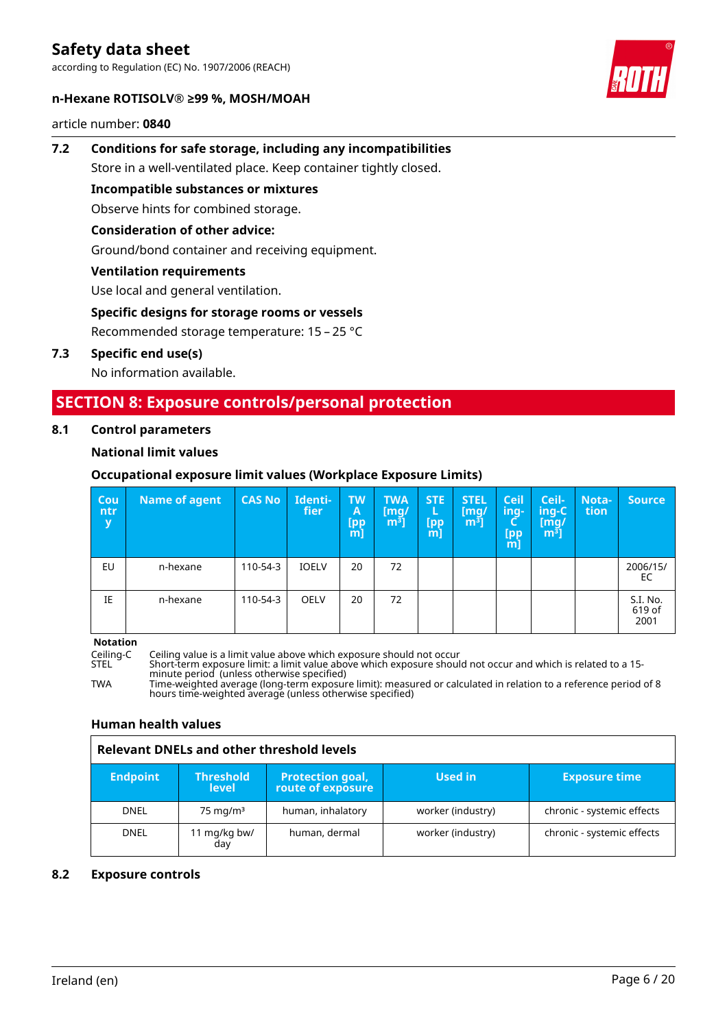### 7.2 Conditions for safe storage, including any incompatibilities

Store in a well-ventilated place. Keep container tightly closed.

**Incompatible substances or mixtures**

Observe hints for combined storage.

**Consideration of other advice:**

Ground/bond container and receiving equipment.

**Ventilation requirements**

Use local and general ventilation.

**Specific designs for storage rooms or vessels**

Recommended storage temperature: 15 – 25 °C

### 7.3 Specific end use(s)

No information available.

## SECTION 8: Exposure controls/personal protection

### 8.1 Control parameters

**National limit values**

**Occupational exposure limit values (Workplace Exposure Limits)**

| Country | Name of agent | CAS No | Identifier | TWA [ppm] | TWA [mg/m³] | STEL [ppm] | STEL [mg/m³] | Ceiling-C [ppm] | Ceiling-C [mg/m³] | Notation | Source |
|---|---|---|---|---|---|---|---|---|---|---|---|
| EU | n-hexane | 110-54-3 | IOELV | 20 | 72 | | | | | | 2006/15/EC |
| IE | n-hexane | 110-54-3 | OELV | 20 | 72 | | | | | | S.I. No. 619 of 2001 |

**Notation**

Ceiling-C Ceiling value is a limit value above which exposure should not occur

STEL Short-term exposure limit: a limit value above which exposure should not occur and which is related to a 15-minute period (unless otherwise specified)

TWA Time-weighted average (long-term exposure limit): measured or calculated in relation to a reference period of 8 hours time-weighted average (unless otherwise specified)

**Human health values**

| Relevant DNELs and other threshold levels | | | | |
|---|---|---|---|---|
| **Endpoint** | **Threshold level** | **Protection goal, route of exposure** | **Used in** | **Exposure time** |
| DNEL | 75 mg/m³ | human, inhalatory | worker (industry) | chronic - systemic effects |
| DNEL | 11 mg/kg bw/day | human, dermal | worker (industry) | chronic - systemic effects |

### 8.2 Exposure controls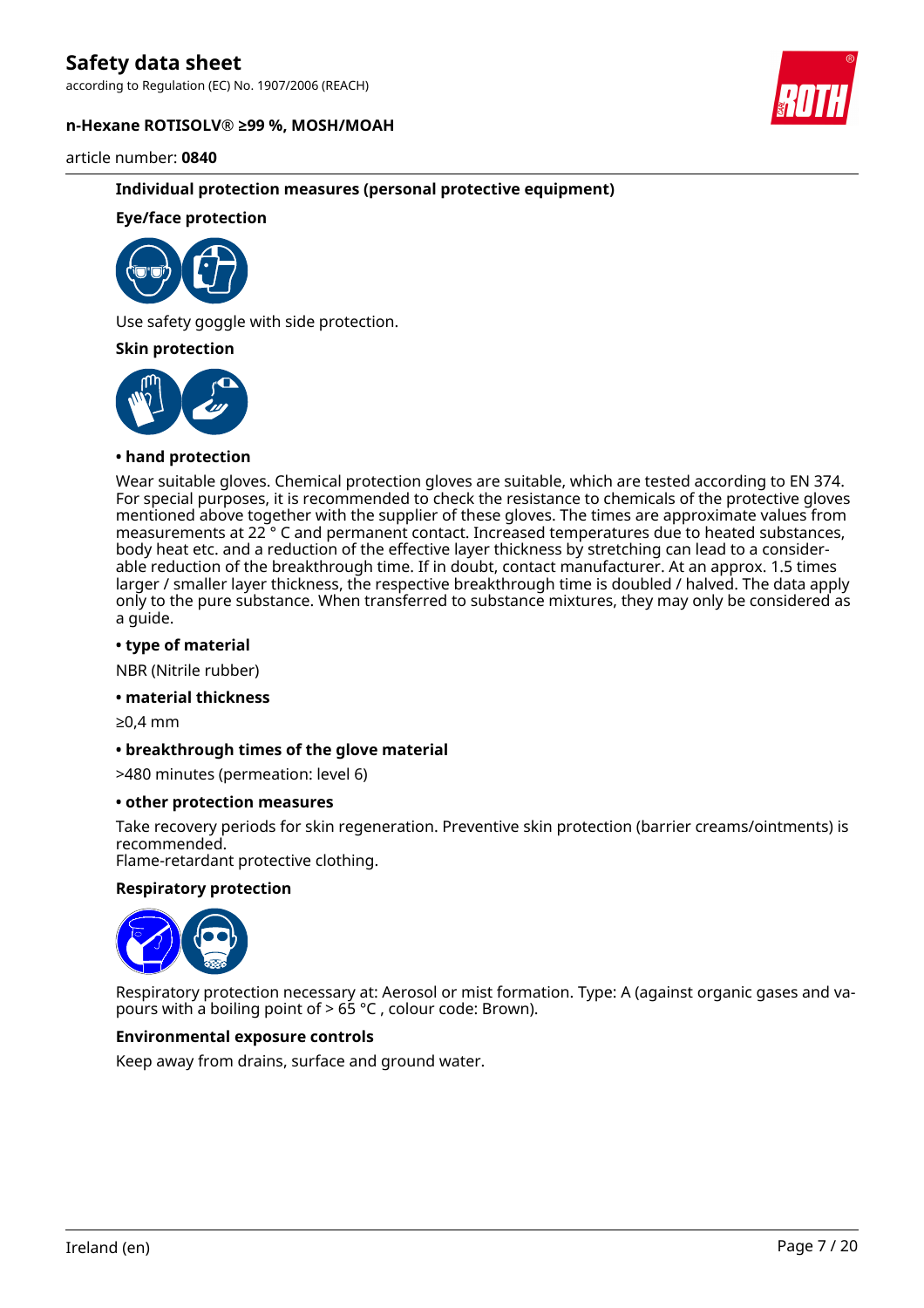### Individual protection measures (personal protective equipment)

#### Eye/face protection

Use safety goggle with side protection.

#### Skin protection

**• hand protection**

Wear suitable gloves. Chemical protection gloves are suitable, which are tested according to EN 374. For special purposes, it is recommended to check the resistance to chemicals of the protective gloves mentioned above together with the supplier of these gloves. The times are approximate values from measurements at 22 ° C and permanent contact. Increased temperatures due to heated substances, body heat etc. and a reduction of the effective layer thickness by stretching can lead to a considerable reduction of the breakthrough time. If in doubt, contact manufacturer. At an approx. 1.5 times larger / smaller layer thickness, the respective breakthrough time is doubled / halved. The data apply only to the pure substance. When transferred to substance mixtures, they may only be considered as a guide.

**• type of material**

NBR (Nitrile rubber)

**• material thickness**

≥0,4 mm

**• breakthrough times of the glove material**

>480 minutes (permeation: level 6)

**• other protection measures**

Take recovery periods for skin regeneration. Preventive skin protection (barrier creams/ointments) is recommended.
Flame-retardant protective clothing.

#### Respiratory protection

Respiratory protection necessary at: Aerosol or mist formation. Type: A (against organic gases and vapours with a boiling point of > 65 °C , colour code: Brown).

#### Environmental exposure controls

Keep away from drains, surface and ground water.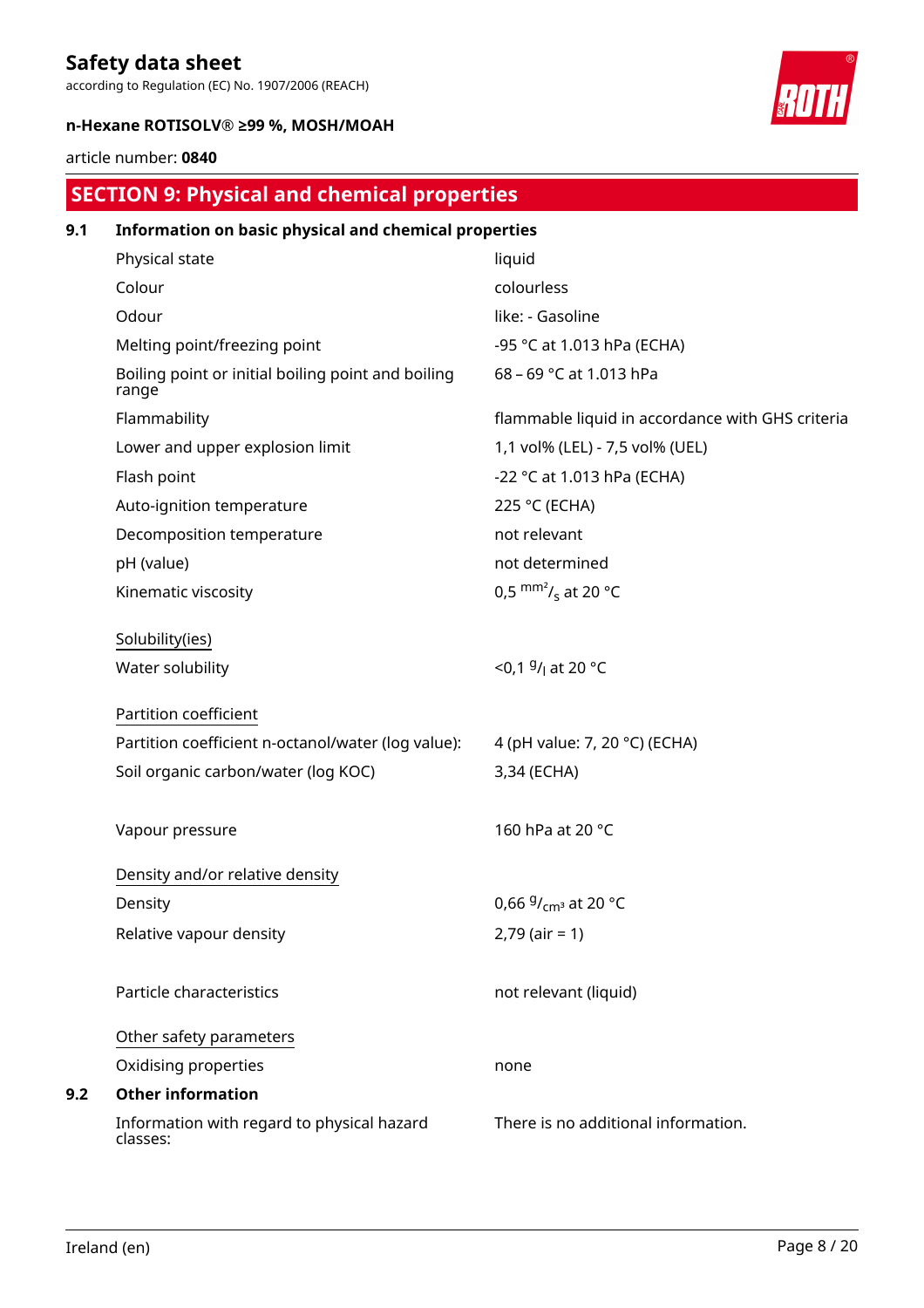## SECTION 9: Physical and chemical properties

### 9.1 Information on basic physical and chemical properties

| | |
|---|---|
| Physical state | liquid |
| Colour | colourless |
| Odour | like: - Gasoline |
| Melting point/freezing point | -95 °C at 1.013 hPa (ECHA) |
| Boiling point or initial boiling point and boiling range | 68 – 69 °C at 1.013 hPa |
| Flammability | flammable liquid in accordance with GHS criteria |
| Lower and upper explosion limit | 1,1 vol% (LEL) - 7,5 vol% (UEL) |
| Flash point | -22 °C at 1.013 hPa (ECHA) |
| Auto-ignition temperature | 225 °C (ECHA) |
| Decomposition temperature | not relevant |
| pH (value) | not determined |
| Kinematic viscosity | 0,5 $^{mm^2}/_{s}$ at 20 °C |

Solubility(ies)

| | |
|---|---|
| Water solubility | <0,1 $^{g}/_{l}$ at 20 °C |

Partition coefficient

| | |
|---|---|
| Partition coefficient n-octanol/water (log value): | 4 (pH value: 7, 20 °C) (ECHA) |
| Soil organic carbon/water (log KOC) | 3,34 (ECHA) |
| Vapour pressure | 160 hPa at 20 °C |

Density and/or relative density

| | |
|---|---|
| Density | 0,66 $^{g}/_{cm^3}$ at 20 °C |
| Relative vapour density | 2,79 (air = 1) |
| Particle characteristics | not relevant (liquid) |

Other safety parameters

| | |
|---|---|
| Oxidising properties | none |

### 9.2 Other information

| | |
|---|---|
| Information with regard to physical hazard classes: | There is no additional information. |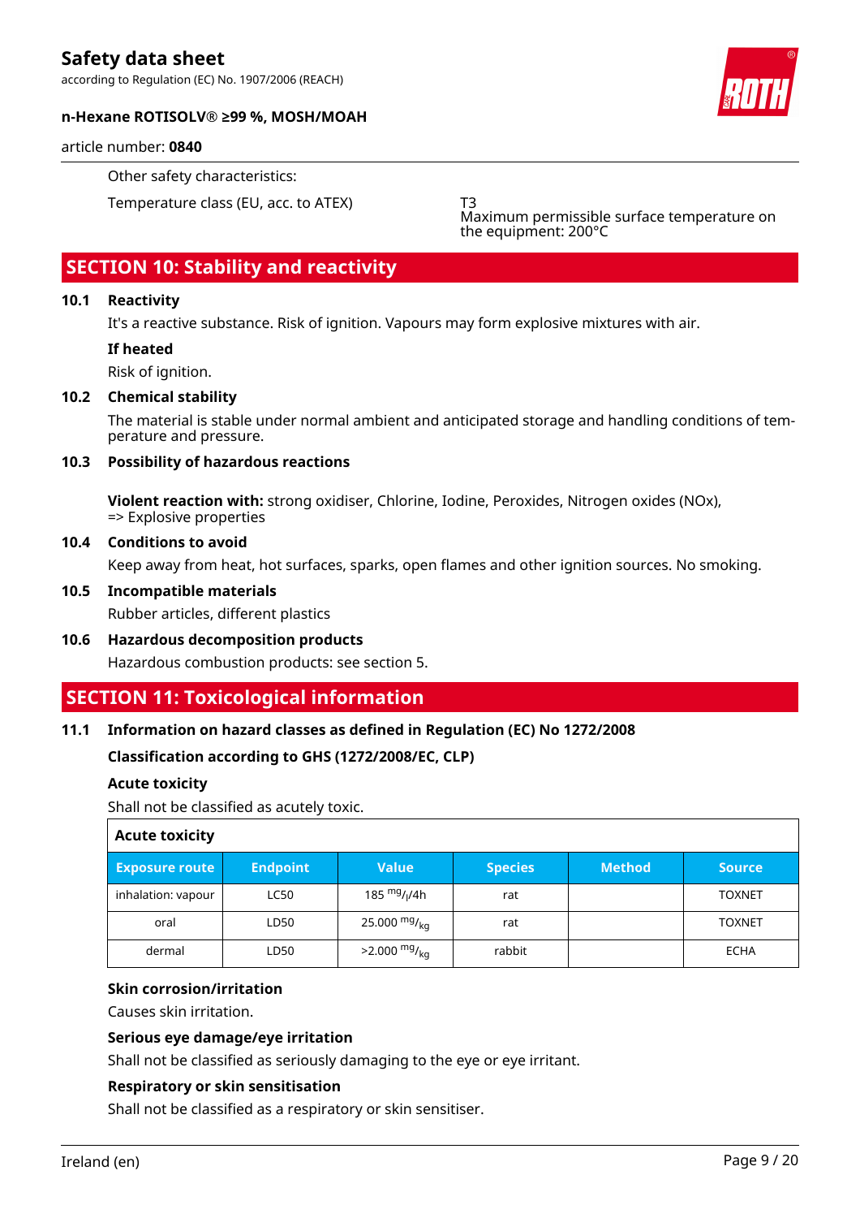Other safety characteristics:

| | |
|---|---|
| Temperature class (EU, acc. to ATEX) | T3<br>Maximum permissible surface temperature on the equipment: 200°C |

## SECTION 10: Stability and reactivity

### 10.1 Reactivity

It's a reactive substance. Risk of ignition. Vapours may form explosive mixtures with air.

**If heated**

Risk of ignition.

### 10.2 Chemical stability

The material is stable under normal ambient and anticipated storage and handling conditions of temperature and pressure.

### 10.3 Possibility of hazardous reactions

**Violent reaction with:** strong oxidiser, Chlorine, Iodine, Peroxides, Nitrogen oxides (NOx),
=> Explosive properties

### 10.4 Conditions to avoid

Keep away from heat, hot surfaces, sparks, open flames and other ignition sources. No smoking.

### 10.5 Incompatible materials

Rubber articles, different plastics

### 10.6 Hazardous decomposition products

Hazardous combustion products: see section 5.

## SECTION 11: Toxicological information

### 11.1 Information on hazard classes as defined in Regulation (EC) No 1272/2008

**Classification according to GHS (1272/2008/EC, CLP)**

**Acute toxicity**

Shall not be classified as acutely toxic.

**Acute toxicity**

| Exposure route | Endpoint | Value | Species | Method | Source |
|---|---|---|---|---|---|
| inhalation: vapour | LC50 | 185 $^{mg}/_{l}$/4h | rat | | TOXNET |
| oral | LD50 | 25.000 $^{mg}/_{kg}$ | rat | | TOXNET |
| dermal | LD50 | >2.000 $^{mg}/_{kg}$ | rabbit | | ECHA |

**Skin corrosion/irritation**

Causes skin irritation.

**Serious eye damage/eye irritation**

Shall not be classified as seriously damaging to the eye or eye irritant.

**Respiratory or skin sensitisation**

Shall not be classified as a respiratory or skin sensitiser.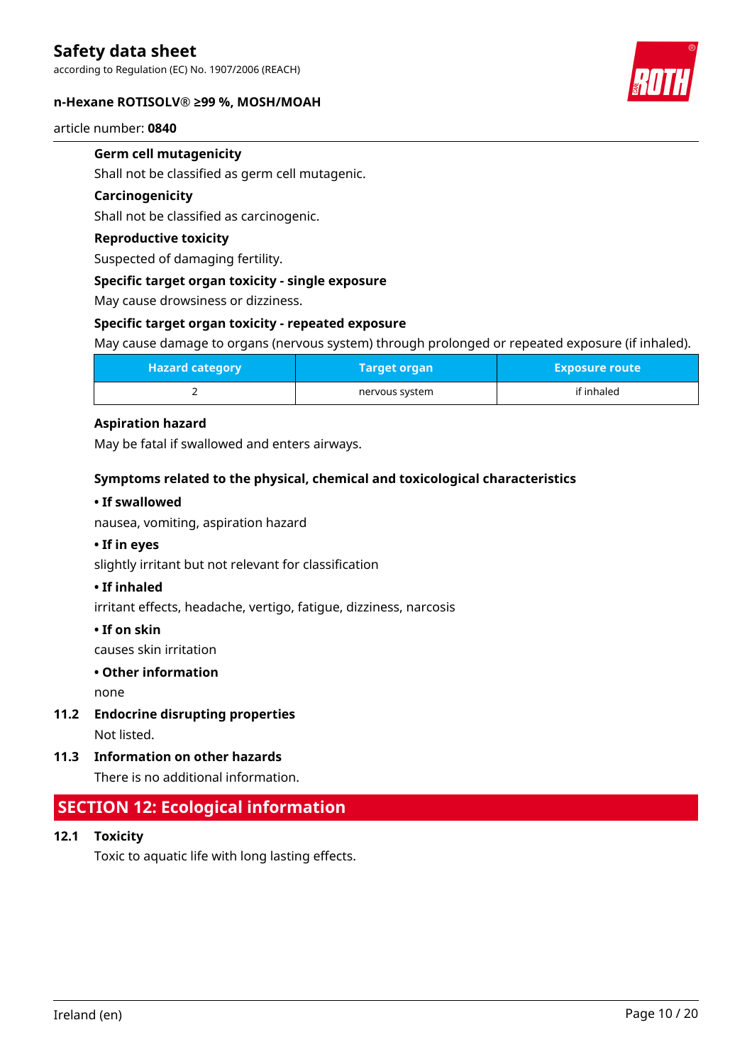#### Germ cell mutagenicity

Shall not be classified as germ cell mutagenic.

#### Carcinogenicity

Shall not be classified as carcinogenic.

#### Reproductive toxicity

Suspected of damaging fertility.

#### Specific target organ toxicity - single exposure

May cause drowsiness or dizziness.

#### Specific target organ toxicity - repeated exposure

May cause damage to organs (nervous system) through prolonged or repeated exposure (if inhaled).

| Hazard category | Target organ | Exposure route |
|---|---|---|
| 2 | nervous system | if inhaled |

#### Aspiration hazard

May be fatal if swallowed and enters airways.

#### Symptoms related to the physical, chemical and toxicological characteristics

**• If swallowed**

nausea, vomiting, aspiration hazard

**• If in eyes**

slightly irritant but not relevant for classification

**• If inhaled**

irritant effects, headache, vertigo, fatigue, dizziness, narcosis

**• If on skin**

causes skin irritation

**• Other information**

none

### 11.2 Endocrine disrupting properties

Not listed.

### 11.3 Information on other hazards

There is no additional information.

## SECTION 12: Ecological information

### 12.1 Toxicity

Toxic to aquatic life with long lasting effects.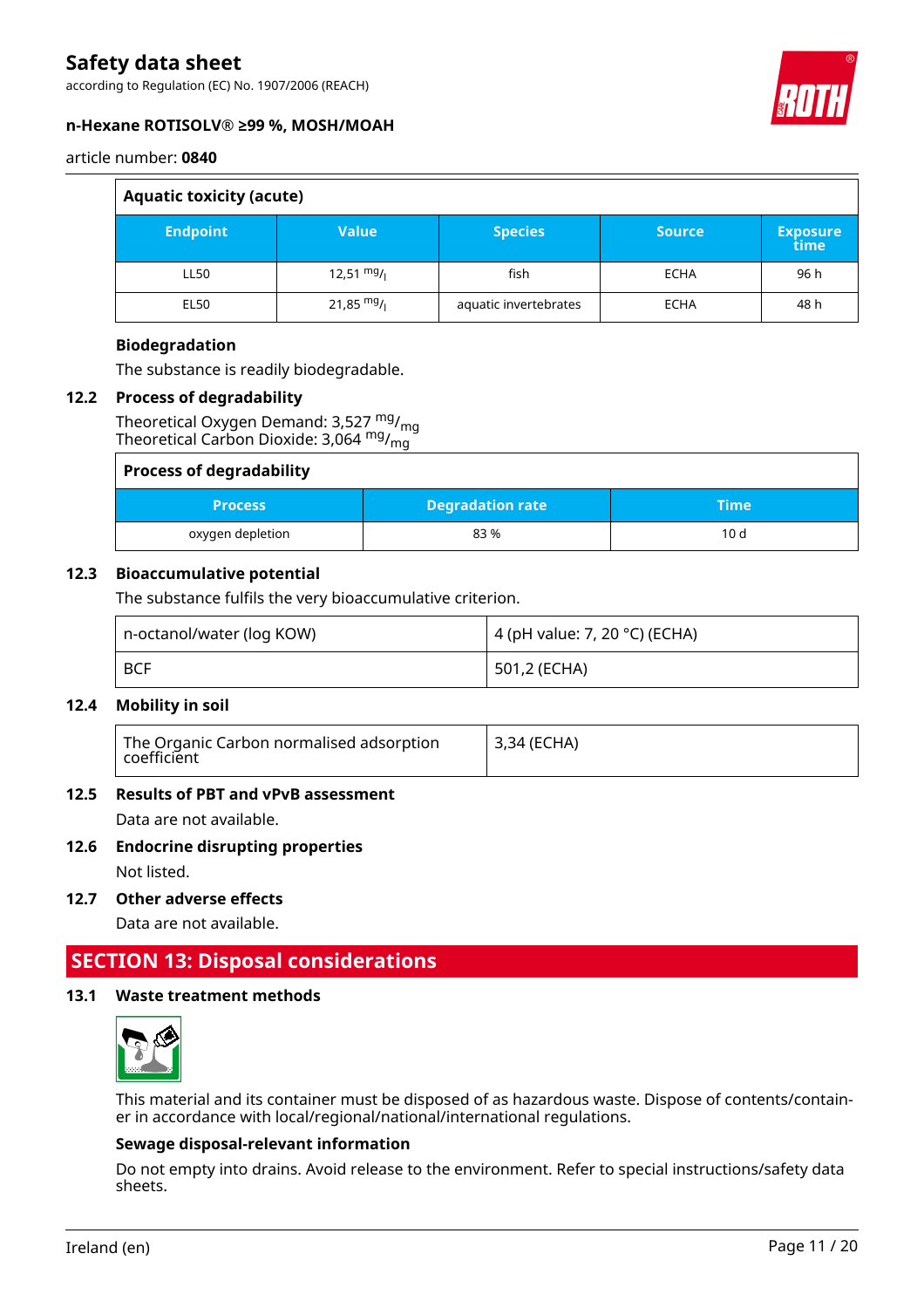| Aquatic toxicity (acute) | | | | |
|---|---|---|---|---|
| **Endpoint** | **Value** | **Species** | **Source** | **Exposure time** |
| LL50 | 12,51 $^{mg}/_{l}$ | fish | ECHA | 96 h |
| EL50 | 21,85 $^{mg}/_{l}$ | aquatic invertebrates | ECHA | 48 h |

**Biodegradation**

The substance is readily biodegradable.

### 12.2 Process of degradability

Theoretical Oxygen Demand: 3,527 $^{mg}/_{mg}$
Theoretical Carbon Dioxide: 3,064 $^{mg}/_{mg}$

| Process of degradability | | |
|---|---|---|
| **Process** | **Degradation rate** | **Time** |
| oxygen depletion | 83 % | 10 d |

### 12.3 Bioaccumulative potential

The substance fulfils the very bioaccumulative criterion.

| | |
|---|---|
| n-octanol/water (log KOW) | 4 (pH value: 7, 20 °C) (ECHA) |
| BCF | 501,2 (ECHA) |

### 12.4 Mobility in soil

| | |
|---|---|
| The Organic Carbon normalised adsorption coefficient | 3,34 (ECHA) |

### 12.5 Results of PBT and vPvB assessment

Data are not available.

### 12.6 Endocrine disrupting properties

Not listed.

### 12.7 Other adverse effects

Data are not available.

## SECTION 13: Disposal considerations

### 13.1 Waste treatment methods

This material and its container must be disposed of as hazardous waste. Dispose of contents/container in accordance with local/regional/national/international regulations.

**Sewage disposal-relevant information**

Do not empty into drains. Avoid release to the environment. Refer to special instructions/safety data sheets.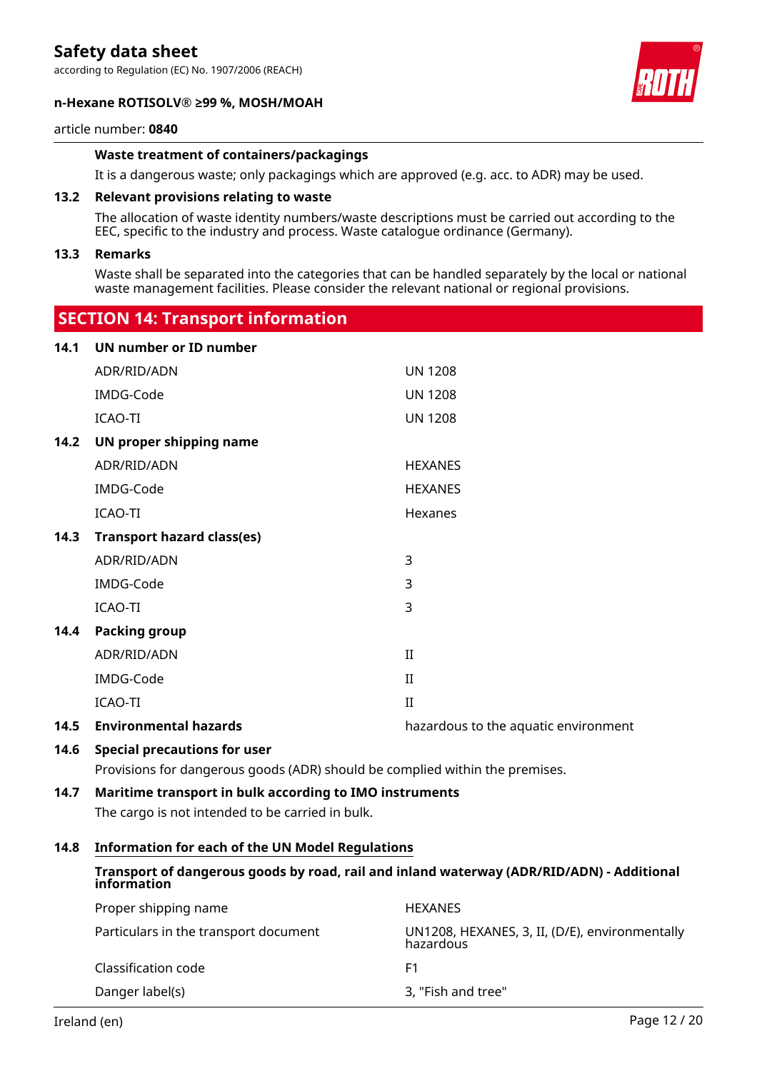**Waste treatment of containers/packagings**

It is a dangerous waste; only packagings which are approved (e.g. acc. to ADR) may be used.

### 13.2 Relevant provisions relating to waste

The allocation of waste identity numbers/waste descriptions must be carried out according to the EEC, specific to the industry and process. Waste catalogue ordinance (Germany).

### 13.3 Remarks

Waste shall be separated into the categories that can be handled separately by the local or national waste management facilities. Please consider the relevant national or regional provisions.

## SECTION 14: Transport information

### 14.1 UN number or ID number

| | |
|---|---|
| ADR/RID/ADN | UN 1208 |
| IMDG-Code | UN 1208 |
| ICAO-TI | UN 1208 |

### 14.2 UN proper shipping name

| | |
|---|---|
| ADR/RID/ADN | HEXANES |
| IMDG-Code | HEXANES |
| ICAO-TI | Hexanes |

### 14.3 Transport hazard class(es)

| | |
|---|---|
| ADR/RID/ADN | 3 |
| IMDG-Code | 3 |
| ICAO-TI | 3 |

### 14.4 Packing group

| | |
|---|---|
| ADR/RID/ADN | II |
| IMDG-Code | II |
| ICAO-TI | II |

### 14.5 Environmental hazards

hazardous to the aquatic environment

### 14.6 Special precautions for user

Provisions for dangerous goods (ADR) should be complied within the premises.

### 14.7 Maritime transport in bulk according to IMO instruments

The cargo is not intended to be carried in bulk.

### 14.8 Information for each of the UN Model Regulations

**Transport of dangerous goods by road, rail and inland waterway (ADR/RID/ADN) - Additional information**

| | |
|---|---|
| Proper shipping name | HEXANES |
| Particulars in the transport document | UN1208, HEXANES, 3, II, (D/E), environmentally hazardous |
| Classification code | F1 |
| Danger label(s) | 3, "Fish and tree" |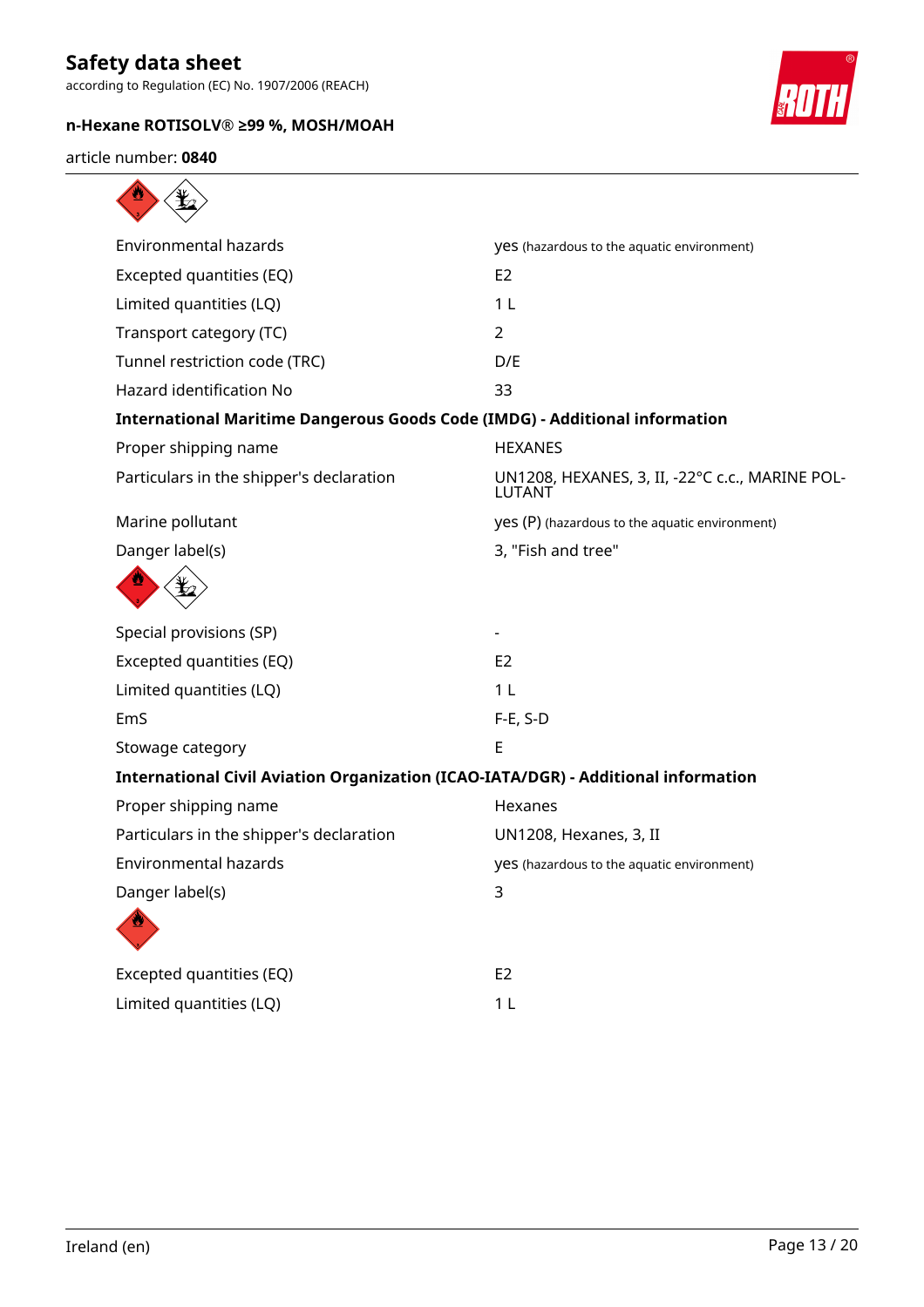| | |
|---|---|
| Environmental hazards | yes (hazardous to the aquatic environment) |
| Excepted quantities (EQ) | E2 |
| Limited quantities (LQ) | 1 L |
| Transport category (TC) | 2 |
| Tunnel restriction code (TRC) | D/E |
| Hazard identification No | 33 |

**International Maritime Dangerous Goods Code (IMDG) - Additional information**

| | |
|---|---|
| Proper shipping name | HEXANES |
| Particulars in the shipper's declaration | UN1208, HEXANES, 3, II, -22°C c.c., MARINE POLLUTANT |
| Marine pollutant | yes (P) (hazardous to the aquatic environment) |
| Danger label(s) | 3, "Fish and tree" |
| Special provisions (SP) | - |
| Excepted quantities (EQ) | E2 |
| Limited quantities (LQ) | 1 L |
| EmS | F-E, S-D |
| Stowage category | E |

**International Civil Aviation Organization (ICAO-IATA/DGR) - Additional information**

| | |
|---|---|
| Proper shipping name | Hexanes |
| Particulars in the shipper's declaration | UN1208, Hexanes, 3, II |
| Environmental hazards | yes (hazardous to the aquatic environment) |
| Danger label(s) | 3 |
| Excepted quantities (EQ) | E2 |
| Limited quantities (LQ) | 1 L |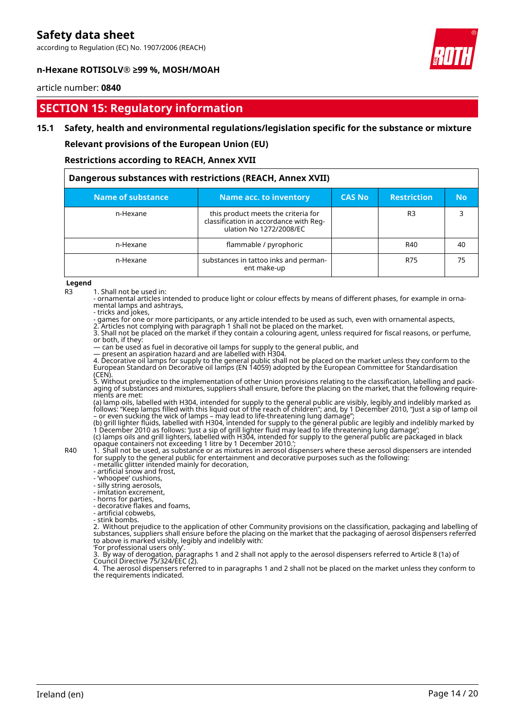## SECTION 15: Regulatory information

### 15.1 Safety, health and environmental regulations/legislation specific for the substance or mixture

**Relevant provisions of the European Union (EU)**

**Restrictions according to REACH, Annex XVII**

| Dangerous substances with restrictions (REACH, Annex XVII) | | | | |
|---|---|---|---|---|
| **Name of substance** | **Name acc. to inventory** | **CAS No** | **Restriction** | **No** |
| n-Hexane | this product meets the criteria for classification in accordance with Regulation No 1272/2008/EC | | R3 | 3 |
| n-Hexane | flammable / pyrophoric | | R40 | 40 |
| n-Hexane | substances in tattoo inks and permanent make-up | | R75 | 75 |

**Legend**

R3
1. Shall not be used in:
- ornamental articles intended to produce light or colour effects by means of different phases, for example in ornamental lamps and ashtrays,
- tricks and jokes,
- games for one or more participants, or any article intended to be used as such, even with ornamental aspects,
2. Articles not complying with paragraph 1 shall not be placed on the market.
3. Shall not be placed on the market if they contain a colouring agent, unless required for fiscal reasons, or perfume, or both, if they:
— can be used as fuel in decorative oil lamps for supply to the general public, and
— present an aspiration hazard and are labelled with H304.
4. Decorative oil lamps for supply to the general public shall not be placed on the market unless they conform to the European Standard on Decorative oil lamps (EN 14059) adopted by the European Committee for Standardisation (CEN).
5. Without prejudice to the implementation of other Union provisions relating to the classification, labelling and packaging of substances and mixtures, suppliers shall ensure, before the placing on the market, that the following requirements are met:
(a) lamp oils, labelled with H304, intended for supply to the general public are visibly, legibly and indelibly marked as follows: "Keep lamps filled with this liquid out of the reach of children"; and, by 1 December 2010, "Just a sip of lamp oil – or even sucking the wick of lamps – may lead to life-threatening lung damage";
(b) grill lighter fluids, labelled with H304, intended for supply to the general public are legibly and indelibly marked by 1 December 2010 as follows: 'Just a sip of grill lighter fluid may lead to life threatening lung damage';
(c) lamps oils and grill lighters, labelled with H304, intended for supply to the general public are packaged in black opaque containers not exceeding 1 litre by 1 December 2010.';

R40
1. Shall not be used, as substance or as mixtures in aerosol dispensers where these aerosol dispensers are intended for supply to the general public for entertainment and decorative purposes such as the following:
- metallic glitter intended mainly for decoration,
- artificial snow and frost,
- 'whoopee' cushions,
- silly string aerosols,
- imitation excrement,
- horns for parties,
- decorative flakes and foams,
- artificial cobwebs,
- stink bombs.
2. Without prejudice to the application of other Community provisions on the classification, packaging and labelling of substances, suppliers shall ensure before the placing on the market that the packaging of aerosol dispensers referred to above is marked visibly, legibly and indelibly with:
'For professional users only'.
3. By way of derogation, paragraphs 1 and 2 shall not apply to the aerosol dispensers referred to Article 8 (1a) of Council Directive 75/324/EEC (2).
4. The aerosol dispensers referred to in paragraphs 1 and 2 shall not be placed on the market unless they conform to the requirements indicated.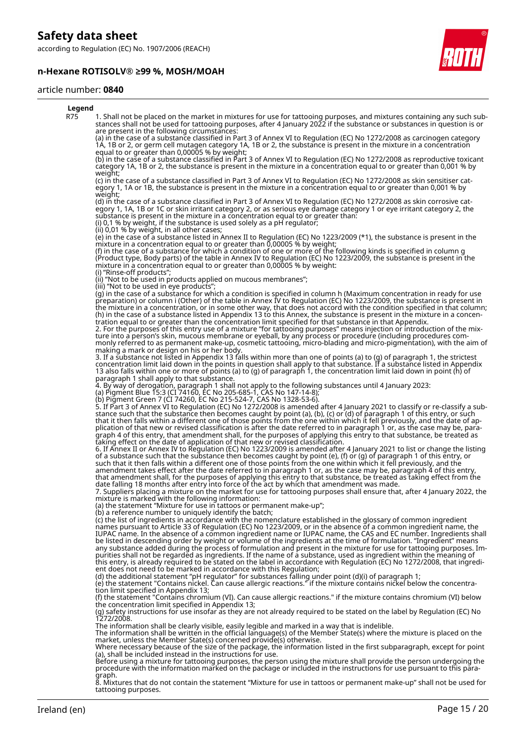**Legend**

| | |
|---|---|
| R75 | 1. Shall not be placed on the market in mixtures for use for tattooing purposes, and mixtures containing any such substances shall not be used for tattooing purposes, after 4 January 2022 if the substance or substances in question is or are present in the following circumstances:<br>(a) in the case of a substance classified in Part 3 of Annex VI to Regulation (EC) No 1272/2008 as carcinogen category 1A, 1B or 2, or germ cell mutagen category 1A, 1B or 2, the substance is present in the mixture in a concentration equal to or greater than 0,00005 % by weight;<br>(b) in the case of a substance classified in Part 3 of Annex VI to Regulation (EC) No 1272/2008 as reproductive toxicant category 1A, 1B or 2, the substance is present in the mixture in a concentration equal to or greater than 0,001 % by weight;<br>(c) in the case of a substance classified in Part 3 of Annex VI to Regulation (EC) No 1272/2008 as skin sensitiser category 1, 1A or 1B, the substance is present in the mixture in a concentration equal to or greater than 0,001 % by weight;<br>(d) in the case of a substance classified in Part 3 of Annex VI to Regulation (EC) No 1272/2008 as skin corrosive category 1, 1A, 1B or 1C or skin irritant category 2, or as serious eye damage category 1 or eye irritant category 2, the substance is present in the mixture in a concentration equal to or greater than:<br>(i) 0,1 % by weight, if the substance is used solely as a pH regulator;<br>(ii) 0,01 % by weight, in all other cases;<br>(e) in the case of a substance listed in Annex II to Regulation (EC) No 1223/2009 (*1), the substance is present in the mixture in a concentration equal to or greater than 0,00005 % by weight;<br>(f) in the case of a substance for which a condition of one or more of the following kinds is specified in column g (Product type, Body parts) of the table in Annex IV to Regulation (EC) No 1223/2009, the substance is present in the mixture in a concentration equal to or greater than 0,00005 % by weight:<br>(i) "Rinse-off products";<br>(ii) "Not to be used in products applied on mucous membranes";<br>(iii) "Not to be used in eye products";<br>(g) in the case of a substance for which a condition is specified in column h (Maximum concentration in ready for use preparation) or column i (Other) of the table in Annex IV to Regulation (EC) No 1223/2009, the substance is present in the mixture in a concentration, or in some other way, that does not accord with the condition specified in that column;<br>(h) in the case of a substance listed in Appendix 13 to this Annex, the substance is present in the mixture in a concentration equal to or greater than the concentration limit specified for that substance in that Appendix.<br>2. For the purposes of this entry use of a mixture "for tattooing purposes" means injection or introduction of the mixture into a person's skin, mucous membrane or eyeball, by any process or procedure (including procedures commonly referred to as permanent make-up, cosmetic tattooing, micro-blading and micro-pigmentation), with the aim of making a mark or design on his or her body.<br>3. If a substance not listed in Appendix 13 falls within more than one of points (a) to (g) of paragraph 1, the strictest concentration limit laid down in the points in question shall apply to that substance. If a substance listed in Appendix 13 also falls within one or more of points (a) to (g) of paragraph 1, the concentration limit laid down in point (h) of paragraph 1 shall apply to that substance.<br>4. By way of derogation, paragraph 1 shall not apply to the following substances until 4 January 2023:<br>(a) Pigment Blue 15:3 (CI 74160, EC No 205-685-1, CAS No 147-14-8);<br>(b) Pigment Green 7 (CI 74260, EC No 215-524-7, CAS No 1328-53-6).<br>5. If Part 3 of Annex VI to Regulation (EC) No 1272/2008 is amended after 4 January 2021 to classify or re-classify a substance such that the substance then becomes caught by point (a), (b), (c) or (d) of paragraph 1 of this entry, or such that it then falls within a different one of those points from the one within which it fell previously, and the date of application of that new or revised classification is after the date referred to in paragraph 1 or, as the case may be, paragraph 4 of this entry, that amendment shall, for the purposes of applying this entry to that substance, be treated as taking effect on the date of application of that new or revised classification.<br>6. If Annex II or Annex IV to Regulation (EC) No 1223/2009 is amended after 4 January 2021 to list or change the listing of a substance such that the substance then becomes caught by point (e), (f) or (g) of paragraph 1 of this entry, or such that it then falls within a different one of those points from the one within which it fell previously, and the amendment takes effect after the date referred to in paragraph 1 or, as the case may be, paragraph 4 of this entry, that amendment shall, for the purposes of applying this entry to that substance, be treated as taking effect from the date falling 18 months after entry into force of the act by which that amendment was made.<br>7. Suppliers placing a mixture on the market for use for tattooing purposes shall ensure that, after 4 January 2022, the mixture is marked with the following information:<br>(a) the statement "Mixture for use in tattoos or permanent make-up";<br>(b) a reference number to uniquely identify the batch;<br>(c) the list of ingredients in accordance with the nomenclature established in the glossary of common ingredient names pursuant to Article 33 of Regulation (EC) No 1223/2009, or in the absence of a common ingredient name, the IUPAC name. In the absence of a common ingredient name or IUPAC name, the CAS and EC number. Ingredients shall be listed in descending order by weight or volume of the ingredients at the time of formulation. "Ingredient" means any substance added during the process of formulation and present in the mixture for use for tattooing purposes. Impurities shall not be regarded as ingredients. If the name of a substance, used as ingredient within the meaning of this entry, is already required to be stated on the label in accordance with Regulation (EC) No 1272/2008, that ingredient does not need to be marked in accordance with this Regulation;<br>(d) the additional statement "pH regulator" for substances falling under point (d)(i) of paragraph 1;<br>(e) the statement "Contains nickel. Can cause allergic reactions." if the mixture contains nickel below the concentration limit specified in Appendix 13;<br>(f) the statement "Contains chromium (VI). Can cause allergic reactions." if the mixture contains chromium (VI) below the concentration limit specified in Appendix 13;<br>(g) safety instructions for use insofar as they are not already required to be stated on the label by Regulation (EC) No 1272/2008.<br>The information shall be clearly visible, easily legible and marked in a way that is indelible.<br>The information shall be written in the official language(s) of the Member State(s) where the mixture is placed on the market, unless the Member State(s) concerned provide(s) otherwise.<br>Where necessary because of the size of the package, the information listed in the first subparagraph, except for point (a), shall be included instead in the instructions for use.<br>Before using a mixture for tattooing purposes, the person using the mixture shall provide the person undergoing the procedure with the information marked on the package or included in the instructions for use pursuant to this paragraph.<br>8. Mixtures that do not contain the statement "Mixture for use in tattoos or permanent make-up" shall not be used for tattooing purposes. |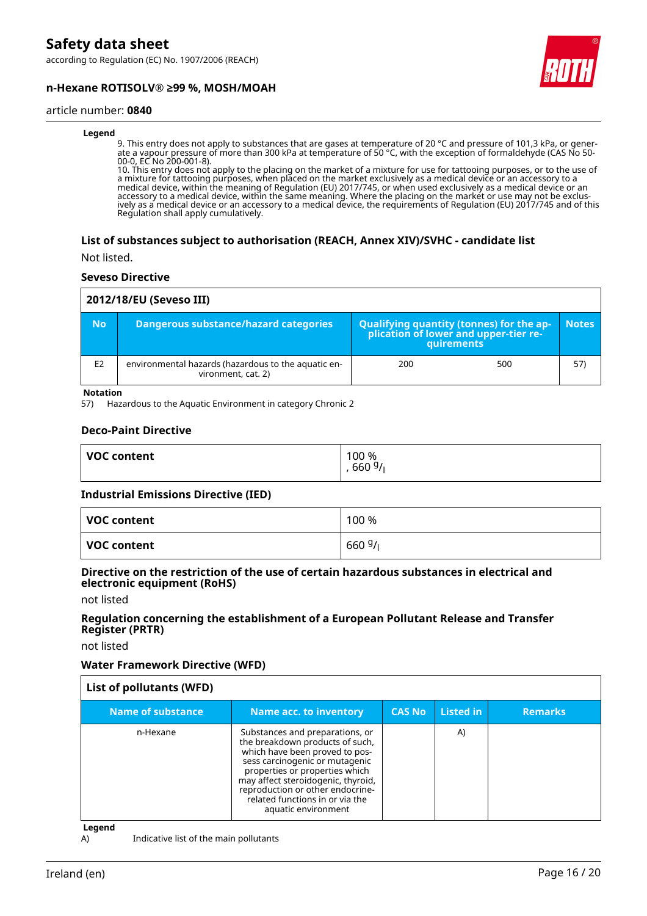**Legend**

9. This entry does not apply to substances that are gases at temperature of 20 °C and pressure of 101,3 kPa, or generate a vapour pressure of more than 300 kPa at temperature of 50 °C, with the exception of formaldehyde (CAS No 50-00-0, EC No 200-001-8).
10. This entry does not apply to the placing on the market of a mixture for use for tattooing purposes, or to the use of a mixture for tattooing purposes, when placed on the market exclusively as a medical device or an accessory to a medical device, within the meaning of Regulation (EU) 2017/745, or when used exclusively as a medical device or an accessory to a medical device, within the same meaning. Where the placing on the market or use may not be exclusively as a medical device or an accessory to a medical device, the requirements of Regulation (EU) 2017/745 and of this Regulation shall apply cumulatively.

### List of substances subject to authorisation (REACH, Annex XIV)/SVHC - candidate list

Not listed.

### Seveso Directive

**2012/18/EU (Seveso III)**

| No | Dangerous substance/hazard categories | Qualifying quantity (tonnes) for the application of lower and upper-tier requirements | | Notes |
|---|---|---|---|---|
| E2 | environmental hazards (hazardous to the aquatic environment, cat. 2) | 200 | 500 | 57) |

**Notation**

57) Hazardous to the Aquatic Environment in category Chronic 2

### Deco-Paint Directive

| VOC content | 100 %<br>, 660 g/l |
|---|---|

### Industrial Emissions Directive (IED)

| VOC content | 100 % |
|---|---|
| VOC content | 660 g/l |

### Directive on the restriction of the use of certain hazardous substances in electrical and electronic equipment (RoHS)

not listed

### Regulation concerning the establishment of a European Pollutant Release and Transfer Register (PRTR)

not listed

### Water Framework Directive (WFD)

**List of pollutants (WFD)**

| Name of substance | Name acc. to inventory | CAS No | Listed in | Remarks |
|---|---|---|---|---|
| n-Hexane | Substances and preparations, or the breakdown products of such, which have been proved to possess carcinogenic or mutagenic properties or properties which may affect steroidogenic, thyroid, reproduction or other endocrine-related functions in or via the aquatic environment | | A) | |

**Legend**

A) Indicative list of the main pollutants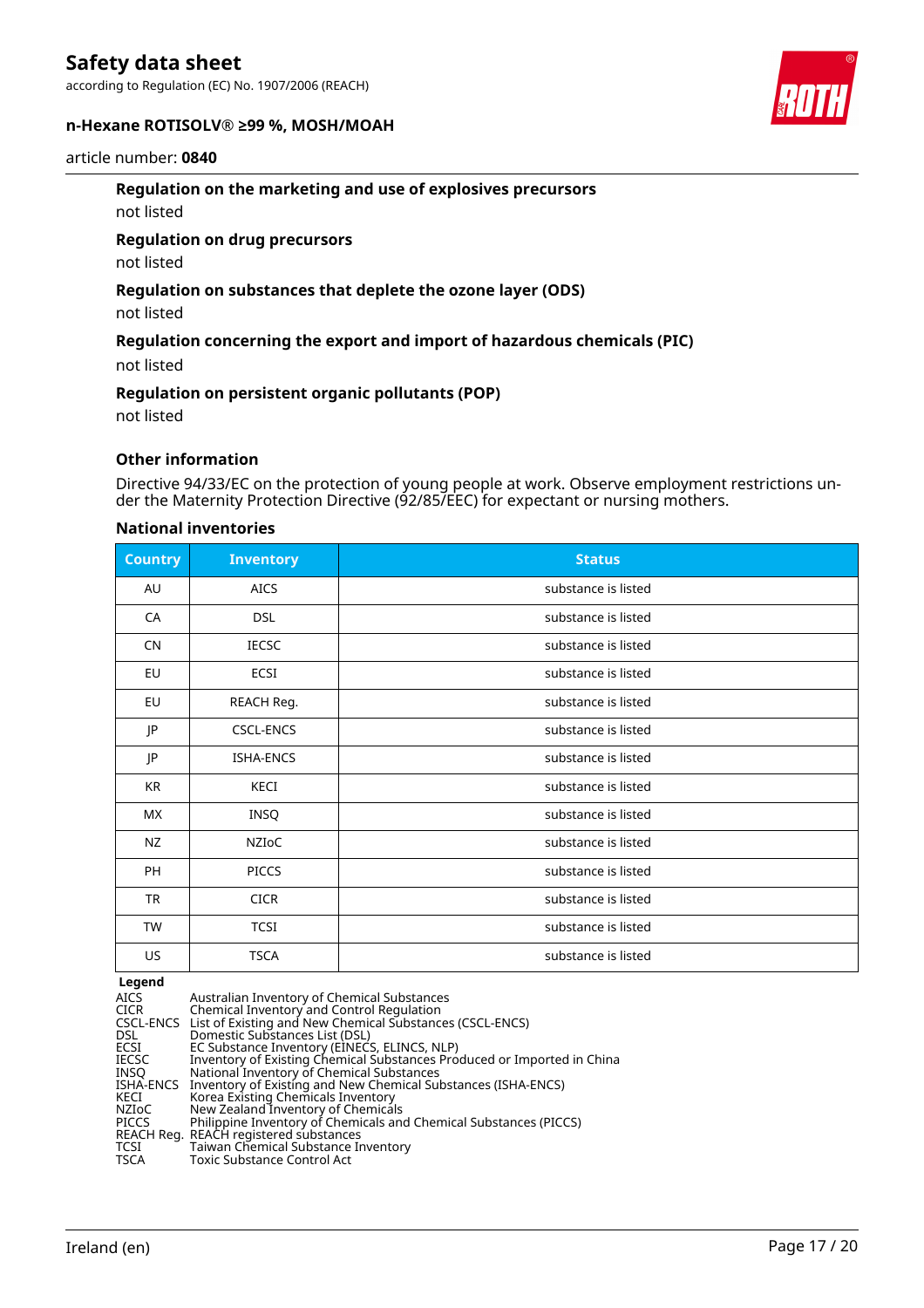#### Regulation on the marketing and use of explosives precursors

not listed

#### Regulation on drug precursors

not listed

#### Regulation on substances that deplete the ozone layer (ODS)

not listed

#### Regulation concerning the export and import of hazardous chemicals (PIC)

not listed

#### Regulation on persistent organic pollutants (POP)

not listed

#### Other information

Directive 94/33/EC on the protection of young people at work. Observe employment restrictions under the Maternity Protection Directive (92/85/EEC) for expectant or nursing mothers.

#### National inventories

| Country | Inventory | Status |
|---|---|---|
| AU | AICS | substance is listed |
| CA | DSL | substance is listed |
| CN | IECSC | substance is listed |
| EU | ECSI | substance is listed |
| EU | REACH Reg. | substance is listed |
| JP | CSCL-ENCS | substance is listed |
| JP | ISHA-ENCS | substance is listed |
| KR | KECI | substance is listed |
| MX | INSQ | substance is listed |
| NZ | NZIoC | substance is listed |
| PH | PICCS | substance is listed |
| TR | CICR | substance is listed |
| TW | TCSI | substance is listed |
| US | TSCA | substance is listed |

**Legend**

| | |
|---|---|
| AICS | Australian Inventory of Chemical Substances |
| CICR | Chemical Inventory and Control Regulation |
| CSCL-ENCS | List of Existing and New Chemical Substances (CSCL-ENCS) |
| DSL | Domestic Substances List (DSL) |
| ECSI | EC Substance Inventory (EINECS, ELINCS, NLP) |
| IECSC | Inventory of Existing Chemical Substances Produced or Imported in China |
| INSQ | National Inventory of Chemical Substances |
| ISHA-ENCS | Inventory of Existing and New Chemical Substances (ISHA-ENCS) |
| KECI | Korea Existing Chemicals Inventory |
| NZIoC | New Zealand Inventory of Chemicals |
| PICCS | Philippine Inventory of Chemicals and Chemical Substances (PICCS) |
| REACH Reg. | REACH registered substances |
| TCSI | Taiwan Chemical Substance Inventory |
| TSCA | Toxic Substance Control Act |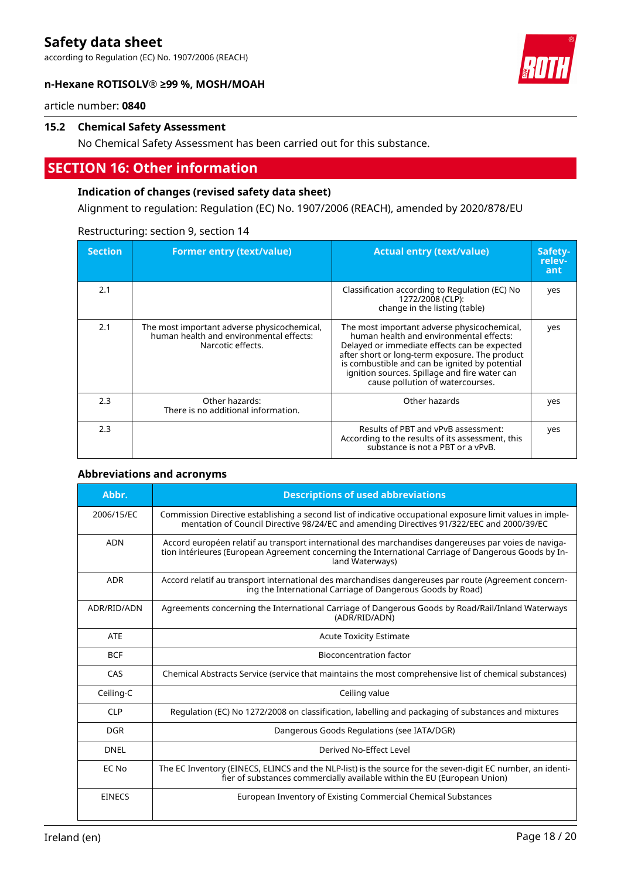### 15.2 Chemical Safety Assessment

No Chemical Safety Assessment has been carried out for this substance.

## SECTION 16: Other information

### Indication of changes (revised safety data sheet)

Alignment to regulation: Regulation (EC) No. 1907/2006 (REACH), amended by 2020/878/EU

Restructuring: section 9, section 14

| Section | Former entry (text/value) | Actual entry (text/value) | Safety-relevant |
|---|---|---|---|
| 2.1 | | Classification according to Regulation (EC) No 1272/2008 (CLP): change in the listing (table) | yes |
| 2.1 | The most important adverse physicochemical, human health and environmental effects: Narcotic effects. | The most important adverse physicochemical, human health and environmental effects: Delayed or immediate effects can be expected after short or long-term exposure. The product is combustible and can be ignited by potential ignition sources. Spillage and fire water can cause pollution of watercourses. | yes |
| 2.3 | Other hazards: There is no additional information. | Other hazards | yes |
| 2.3 | | Results of PBT and vPvB assessment: According to the results of its assessment, this substance is not a PBT or a vPvB. | yes |

### Abbreviations and acronyms

| Abbr. | Descriptions of used abbreviations |
|---|---|
| 2006/15/EC | Commission Directive establishing a second list of indicative occupational exposure limit values in implementation of Council Directive 98/24/EC and amending Directives 91/322/EEC and 2000/39/EC |
| ADN | Accord européen relatif au transport international des marchandises dangereuses par voies de navigation intérieures (European Agreement concerning the International Carriage of Dangerous Goods by Inland Waterways) |
| ADR | Accord relatif au transport international des marchandises dangereuses par route (Agreement concerning the International Carriage of Dangerous Goods by Road) |
| ADR/RID/ADN | Agreements concerning the International Carriage of Dangerous Goods by Road/Rail/Inland Waterways (ADR/RID/ADN) |
| ATE | Acute Toxicity Estimate |
| BCF | Bioconcentration factor |
| CAS | Chemical Abstracts Service (service that maintains the most comprehensive list of chemical substances) |
| Ceiling-C | Ceiling value |
| CLP | Regulation (EC) No 1272/2008 on classification, labelling and packaging of substances and mixtures |
| DGR | Dangerous Goods Regulations (see IATA/DGR) |
| DNEL | Derived No-Effect Level |
| EC No | The EC Inventory (EINECS, ELINCS and the NLP-list) is the source for the seven-digit EC number, an identifier of substances commercially available within the EU (European Union) |
| EINECS | European Inventory of Existing Commercial Chemical Substances |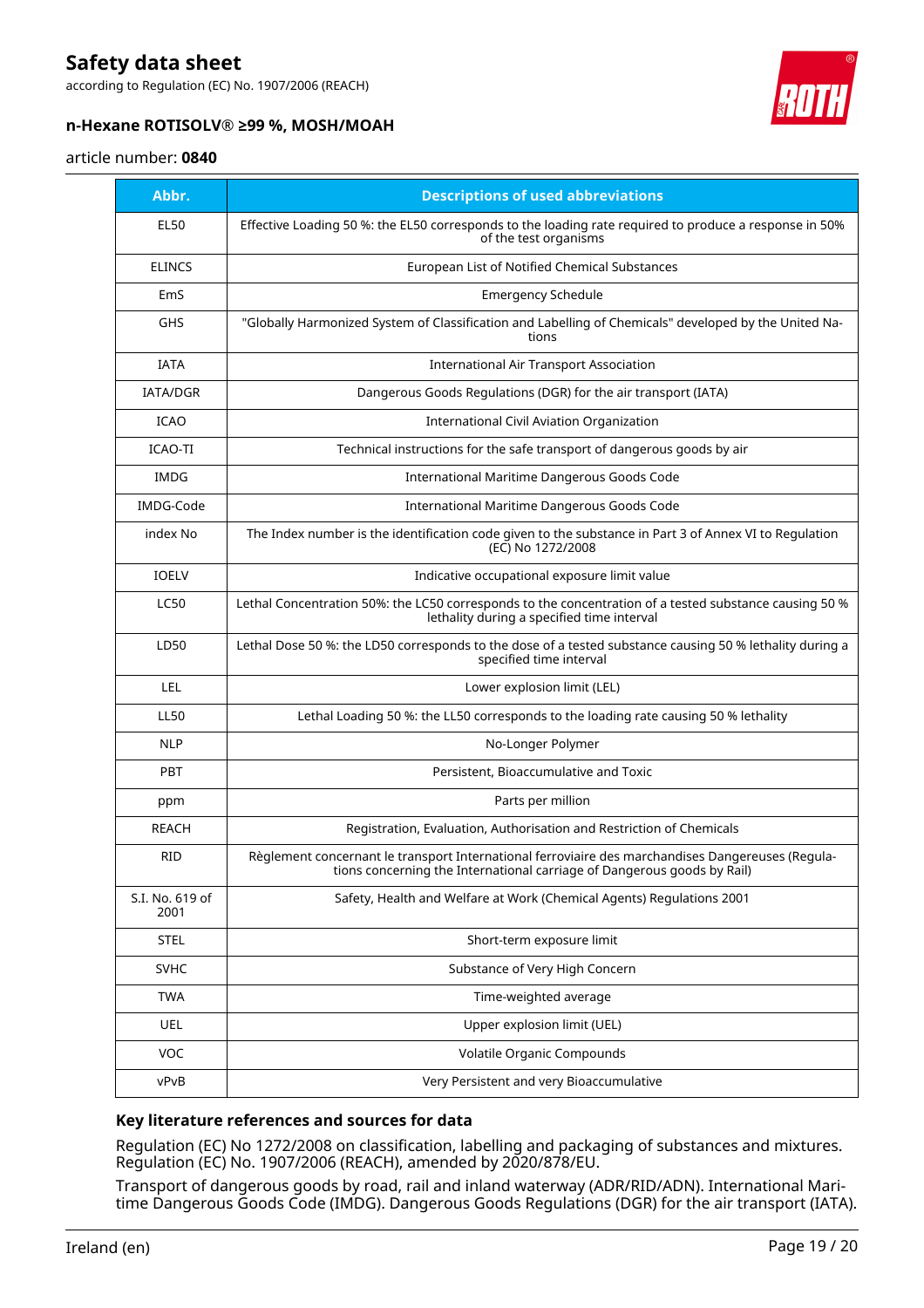| Abbr. | Descriptions of used abbreviations |
|---|---|
| EL50 | Effective Loading 50 %: the EL50 corresponds to the loading rate required to produce a response in 50% of the test organisms |
| ELINCS | European List of Notified Chemical Substances |
| EmS | Emergency Schedule |
| GHS | "Globally Harmonized System of Classification and Labelling of Chemicals" developed by the United Nations |
| IATA | International Air Transport Association |
| IATA/DGR | Dangerous Goods Regulations (DGR) for the air transport (IATA) |
| ICAO | International Civil Aviation Organization |
| ICAO-TI | Technical instructions for the safe transport of dangerous goods by air |
| IMDG | International Maritime Dangerous Goods Code |
| IMDG-Code | International Maritime Dangerous Goods Code |
| index No | The Index number is the identification code given to the substance in Part 3 of Annex VI to Regulation (EC) No 1272/2008 |
| IOELV | Indicative occupational exposure limit value |
| LC50 | Lethal Concentration 50%: the LC50 corresponds to the concentration of a tested substance causing 50 % lethality during a specified time interval |
| LD50 | Lethal Dose 50 %: the LD50 corresponds to the dose of a tested substance causing 50 % lethality during a specified time interval |
| LEL | Lower explosion limit (LEL) |
| LL50 | Lethal Loading 50 %: the LL50 corresponds to the loading rate causing 50 % lethality |
| NLP | No-Longer Polymer |
| PBT | Persistent, Bioaccumulative and Toxic |
| ppm | Parts per million |
| REACH | Registration, Evaluation, Authorisation and Restriction of Chemicals |
| RID | Règlement concernant le transport International ferroviaire des marchandises Dangereuses (Regulations concerning the International carriage of Dangerous goods by Rail) |
| S.I. No. 619 of 2001 | Safety, Health and Welfare at Work (Chemical Agents) Regulations 2001 |
| STEL | Short-term exposure limit |
| SVHC | Substance of Very High Concern |
| TWA | Time-weighted average |
| UEL | Upper explosion limit (UEL) |
| VOC | Volatile Organic Compounds |
| vPvB | Very Persistent and very Bioaccumulative |

### Key literature references and sources for data

Regulation (EC) No 1272/2008 on classification, labelling and packaging of substances and mixtures. Regulation (EC) No. 1907/2006 (REACH), amended by 2020/878/EU.

Transport of dangerous goods by road, rail and inland waterway (ADR/RID/ADN). International Maritime Dangerous Goods Code (IMDG). Dangerous Goods Regulations (DGR) for the air transport (IATA).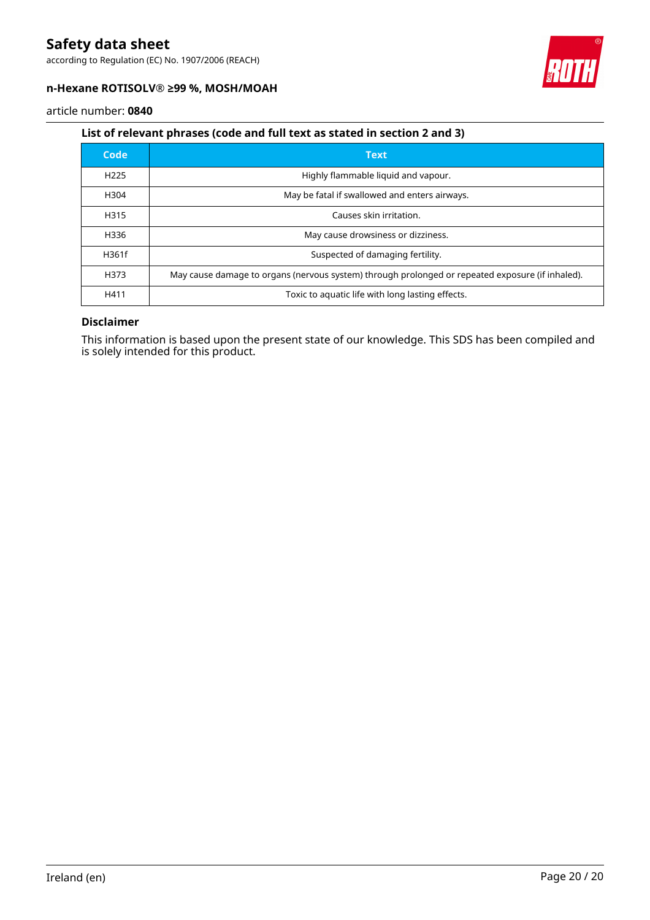### List of relevant phrases (code and full text as stated in section 2 and 3)

| Code | Text |
|---|---|
| H225 | Highly flammable liquid and vapour. |
| H304 | May be fatal if swallowed and enters airways. |
| H315 | Causes skin irritation. |
| H336 | May cause drowsiness or dizziness. |
| H361f | Suspected of damaging fertility. |
| H373 | May cause damage to organs (nervous system) through prolonged or repeated exposure (if inhaled). |
| H411 | Toxic to aquatic life with long lasting effects. |

### Disclaimer

This information is based upon the present state of our knowledge. This SDS has been compiled and is solely intended for this product.